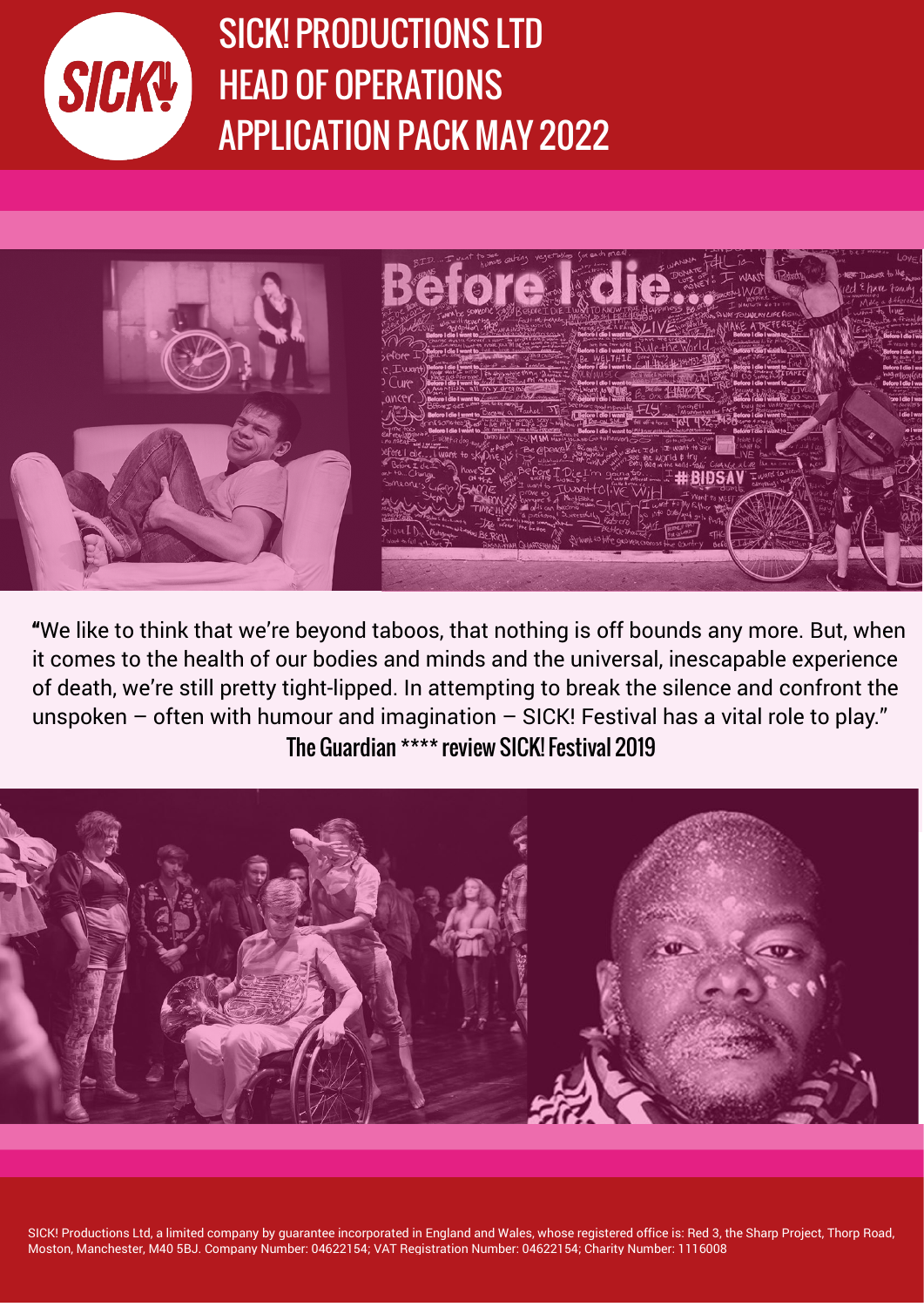# SICK! PRODUCTIONS LTD
# HEAD OF OPERATIONS
# APPLICATION PACK MAY 2022

"We like to think that we're beyond taboos, that nothing is off bounds any more. But, when it comes to the health of our bodies and minds and the universal, inescapable experience of death, we're still pretty tight-lipped. In attempting to break the silence and confront the unspoken – often with humour and imagination – SICK! Festival has a vital role to play."

**The Guardian **** review SICK! Festival 2019**

SICK! Productions Ltd, a limited company by guarantee incorporated in England and Wales, whose registered office is: Red 3, the Sharp Project, Thorp Road, Moston, Manchester, M40 5BJ. Company Number: 04622154; VAT Registration Number: 04622154; Charity Number: 1116008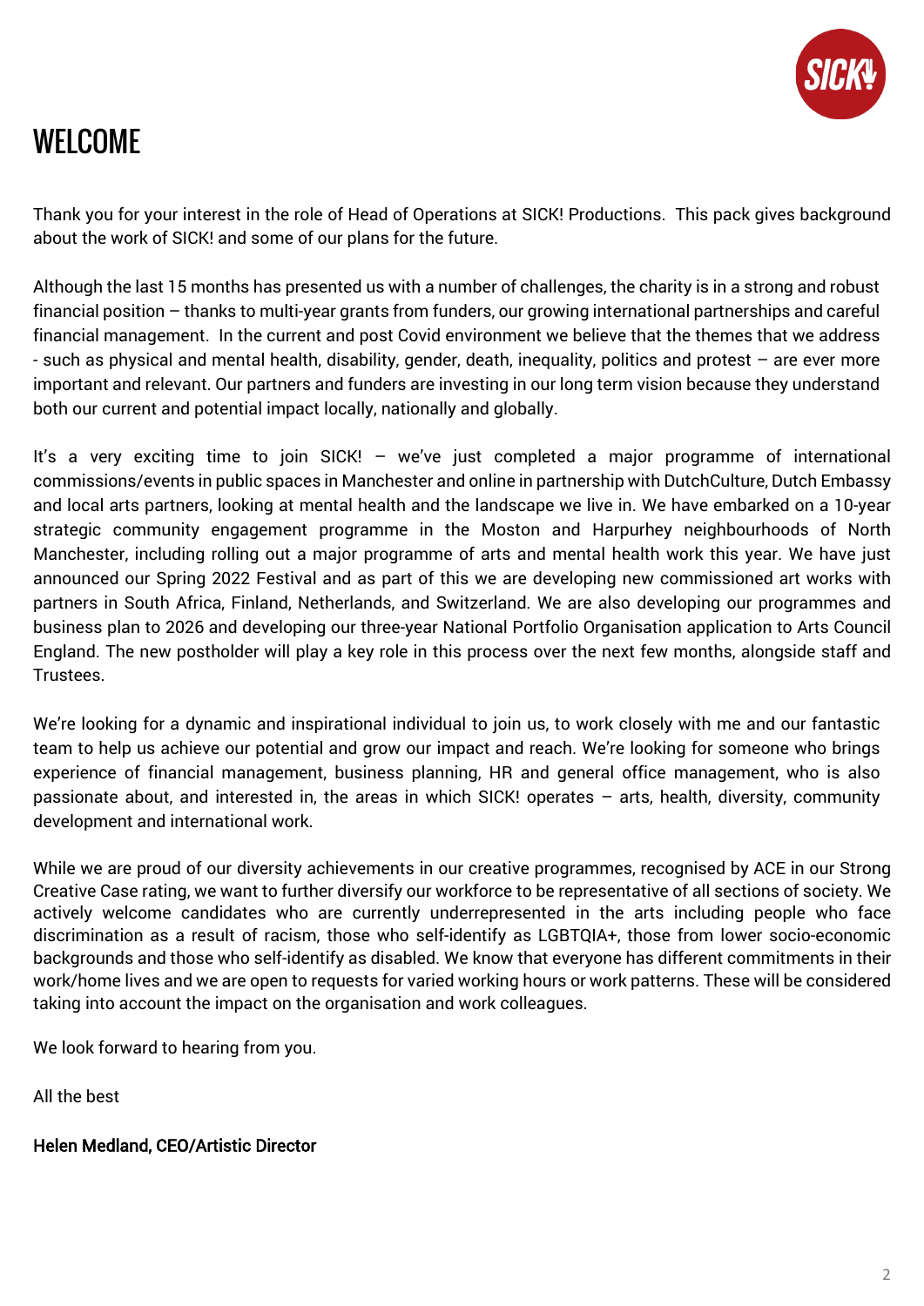# WELCOME

Thank you for your interest in the role of Head of Operations at SICK! Productions. This pack gives background about the work of SICK! and some of our plans for the future.

Although the last 15 months has presented us with a number of challenges, the charity is in a strong and robust financial position – thanks to multi-year grants from funders, our growing international partnerships and careful financial management. In the current and post Covid environment we believe that the themes that we address - such as physical and mental health, disability, gender, death, inequality, politics and protest – are ever more important and relevant. Our partners and funders are investing in our long term vision because they understand both our current and potential impact locally, nationally and globally.

It's a very exciting time to join SICK! – we've just completed a major programme of international commissions/events in public spaces in Manchester and online in partnership with DutchCulture, Dutch Embassy and local arts partners, looking at mental health and the landscape we live in. We have embarked on a 10-year strategic community engagement programme in the Moston and Harpurhey neighbourhoods of North Manchester, including rolling out a major programme of arts and mental health work this year. We have just announced our Spring 2022 Festival and as part of this we are developing new commissioned art works with partners in South Africa, Finland, Netherlands, and Switzerland. We are also developing our programmes and business plan to 2026 and developing our three-year National Portfolio Organisation application to Arts Council England. The new postholder will play a key role in this process over the next few months, alongside staff and Trustees.

We're looking for a dynamic and inspirational individual to join us, to work closely with me and our fantastic team to help us achieve our potential and grow our impact and reach. We're looking for someone who brings experience of financial management, business planning, HR and general office management, who is also passionate about, and interested in, the areas in which SICK! operates – arts, health, diversity, community development and international work.

While we are proud of our diversity achievements in our creative programmes, recognised by ACE in our Strong Creative Case rating, we want to further diversify our workforce to be representative of all sections of society. We actively welcome candidates who are currently underrepresented in the arts including people who face discrimination as a result of racism, those who self-identify as LGBTQIA+, those from lower socio-economic backgrounds and those who self-identify as disabled. We know that everyone has different commitments in their work/home lives and we are open to requests for varied working hours or work patterns. These will be considered taking into account the impact on the organisation and work colleagues.

We look forward to hearing from you.

All the best

**Helen Medland, CEO/Artistic Director**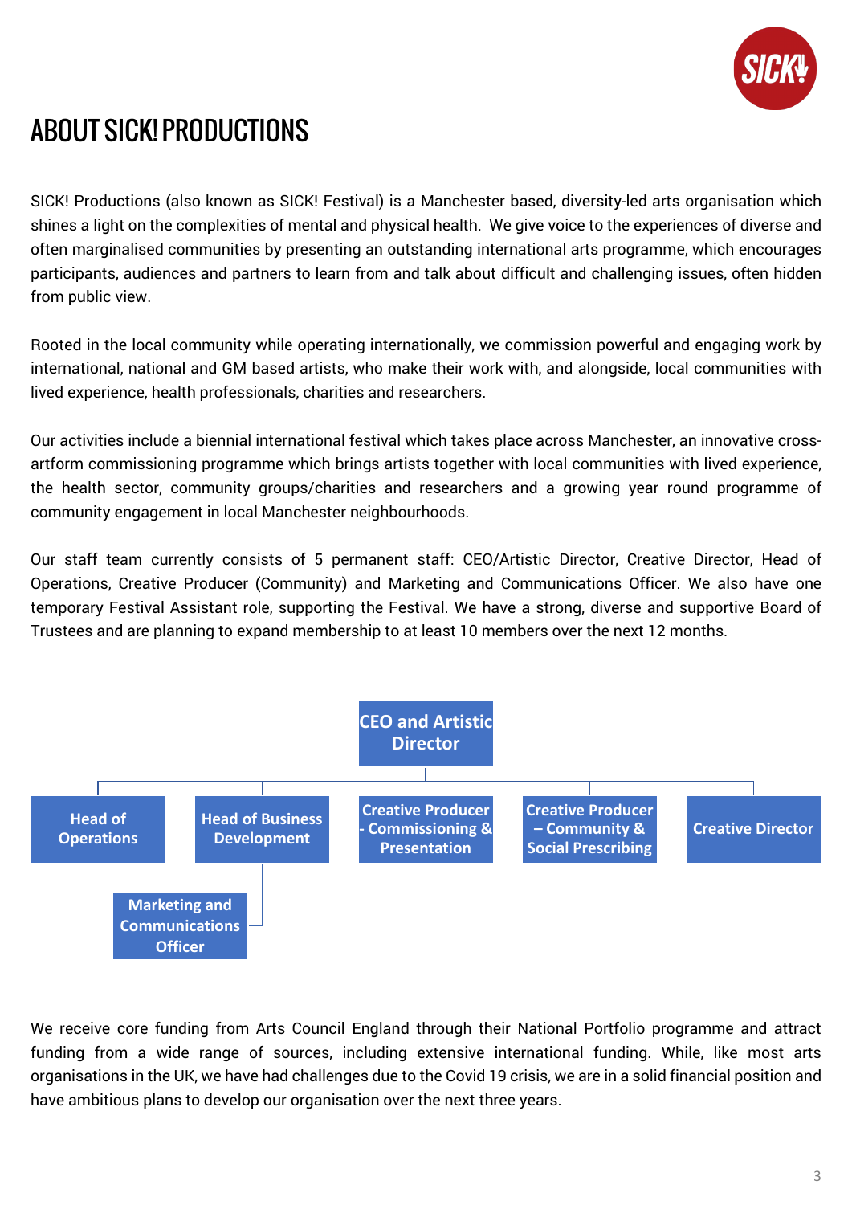# ABOUT SICK! PRODUCTIONS

SICK! Productions (also known as SICK! Festival) is a Manchester based, diversity-led arts organisation which shines a light on the complexities of mental and physical health. We give voice to the experiences of diverse and often marginalised communities by presenting an outstanding international arts programme, which encourages participants, audiences and partners to learn from and talk about difficult and challenging issues, often hidden from public view.

Rooted in the local community while operating internationally, we commission powerful and engaging work by international, national and GM based artists, who make their work with, and alongside, local communities with lived experience, health professionals, charities and researchers.

Our activities include a biennial international festival which takes place across Manchester, an innovative cross-artform commissioning programme which brings artists together with local communities with lived experience, the health sector, community groups/charities and researchers and a growing year round programme of community engagement in local Manchester neighbourhoods.

Our staff team currently consists of 5 permanent staff: CEO/Artistic Director, Creative Director, Head of Operations, Creative Producer (Community) and Marketing and Communications Officer. We also have one temporary Festival Assistant role, supporting the Festival. We have a strong, diverse and supportive Board of Trustees and are planning to expand membership to at least 10 members over the next 12 months.

- **CEO and Artistic Director**
  - Head of Operations
  - Head of Business Development
    - Marketing and Communications Officer
  - Creative Producer - Commissioning & Presentation
  - Creative Producer – Community & Social Prescribing
  - Creative Director

We receive core funding from Arts Council England through their National Portfolio programme and attract funding from a wide range of sources, including extensive international funding. While, like most arts organisations in the UK, we have had challenges due to the Covid 19 crisis, we are in a solid financial position and have ambitious plans to develop our organisation over the next three years.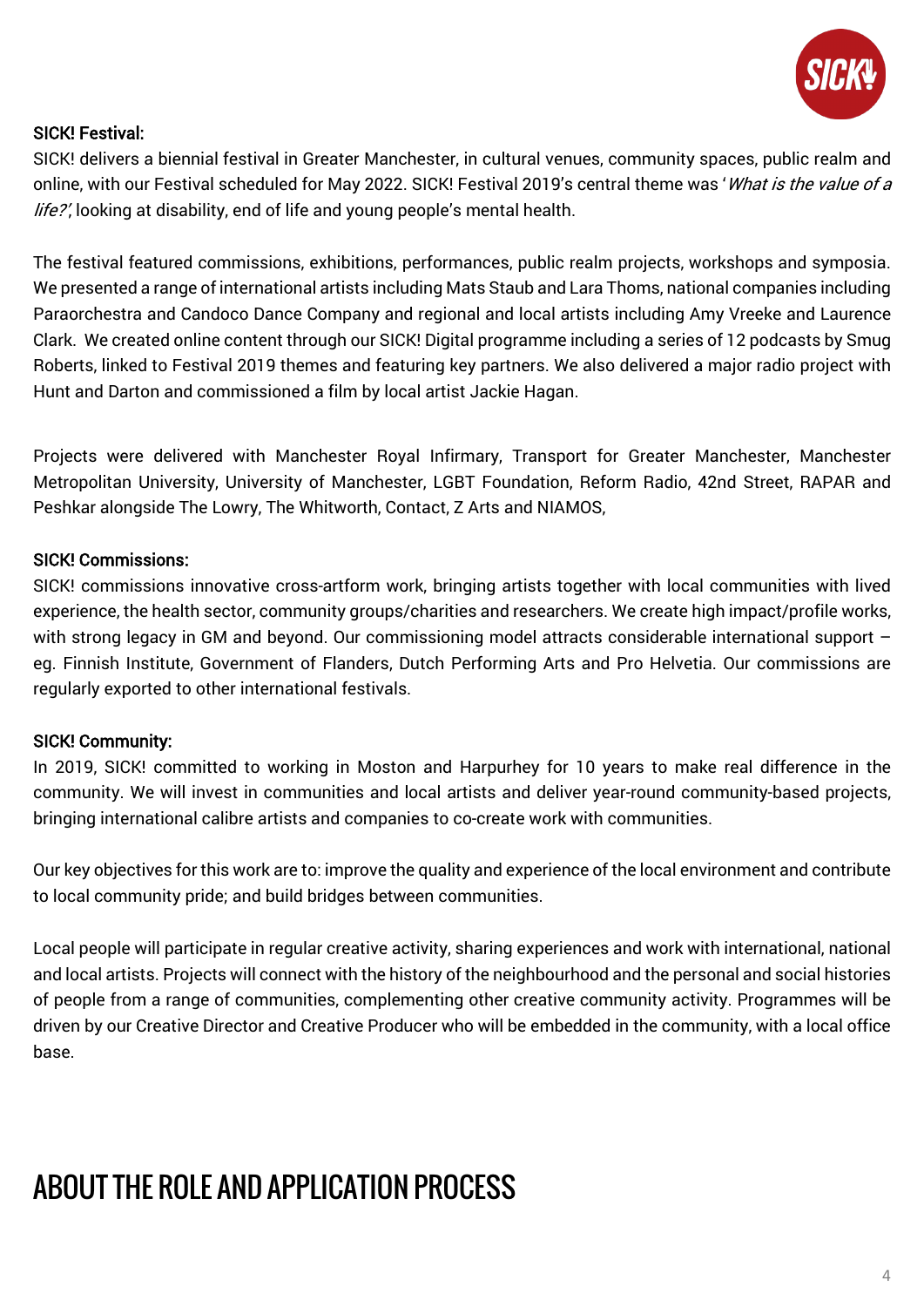### SICK! Festival:

SICK! delivers a biennial festival in Greater Manchester, in cultural venues, community spaces, public realm and online, with our Festival scheduled for May 2022. SICK! Festival 2019's central theme was '*What is the value of a life?*', looking at disability, end of life and young people's mental health.

The festival featured commissions, exhibitions, performances, public realm projects, workshops and symposia. We presented a range of international artists including Mats Staub and Lara Thoms, national companies including Paraorchestra and Candoco Dance Company and regional and local artists including Amy Vreeke and Laurence Clark. We created online content through our SICK! Digital programme including a series of 12 podcasts by Smug Roberts, linked to Festival 2019 themes and featuring key partners. We also delivered a major radio project with Hunt and Darton and commissioned a film by local artist Jackie Hagan.

Projects were delivered with Manchester Royal Infirmary, Transport for Greater Manchester, Manchester Metropolitan University, University of Manchester, LGBT Foundation, Reform Radio, 42nd Street, RAPAR and Peshkar alongside The Lowry, The Whitworth, Contact, Z Arts and NIAMOS,

### SICK! Commissions:

SICK! commissions innovative cross-artform work, bringing artists together with local communities with lived experience, the health sector, community groups/charities and researchers. We create high impact/profile works, with strong legacy in GM and beyond. Our commissioning model attracts considerable international support – eg. Finnish Institute, Government of Flanders, Dutch Performing Arts and Pro Helvetia. Our commissions are regularly exported to other international festivals.

### SICK! Community:

In 2019, SICK! committed to working in Moston and Harpurhey for 10 years to make real difference in the community. We will invest in communities and local artists and deliver year-round community-based projects, bringing international calibre artists and companies to co-create work with communities.

Our key objectives for this work are to: improve the quality and experience of the local environment and contribute to local community pride; and build bridges between communities.

Local people will participate in regular creative activity, sharing experiences and work with international, national and local artists. Projects will connect with the history of the neighbourhood and the personal and social histories of people from a range of communities, complementing other creative community activity. Programmes will be driven by our Creative Director and Creative Producer who will be embedded in the community, with a local office base.

# ABOUT THE ROLE AND APPLICATION PROCESS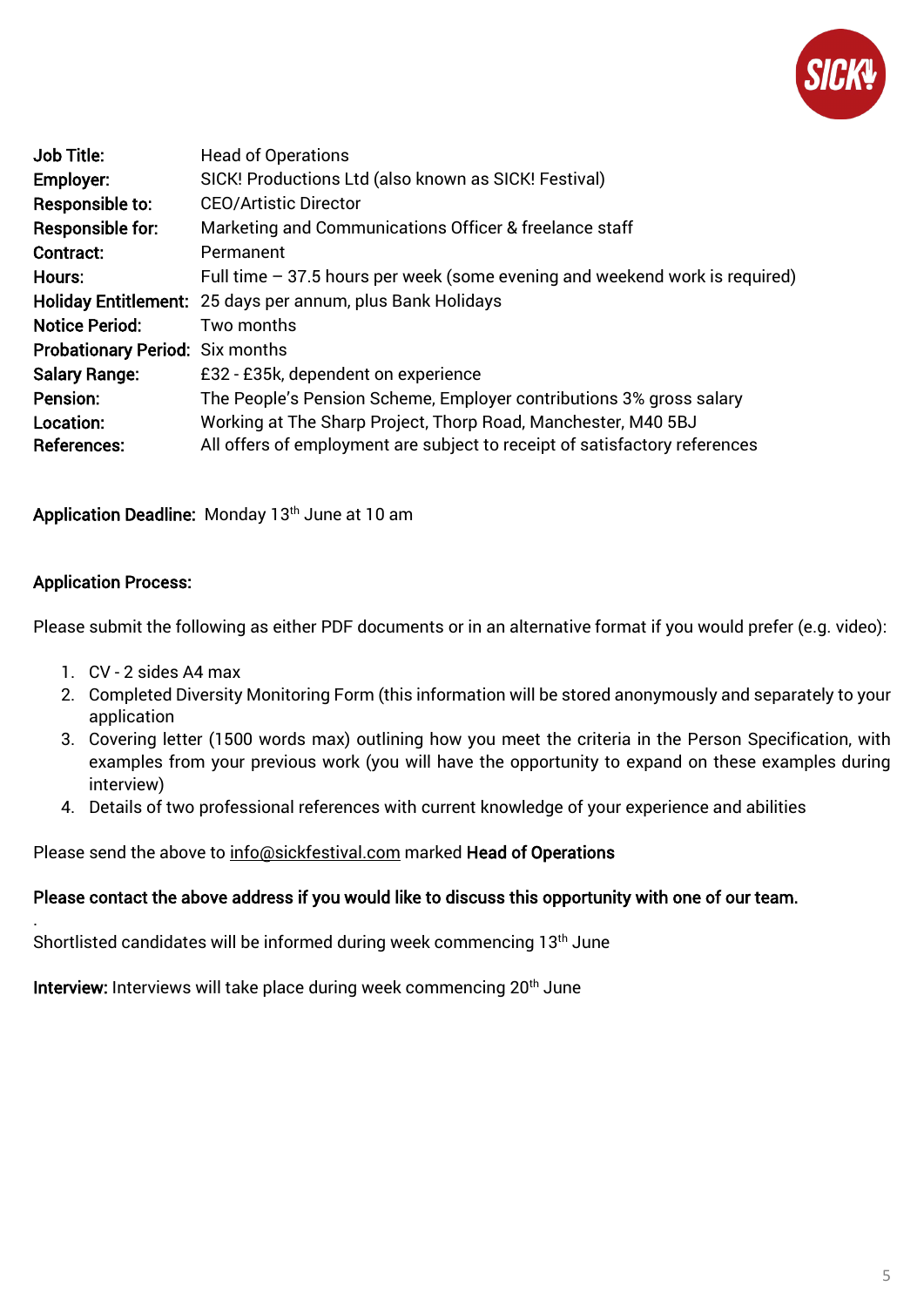| | |
|---|---|
| **Job Title:** | Head of Operations |
| **Employer:** | SICK! Productions Ltd (also known as SICK! Festival) |
| **Responsible to:** | CEO/Artistic Director |
| **Responsible for:** | Marketing and Communications Officer & freelance staff |
| **Contract:** | Permanent |
| **Hours:** | Full time – 37.5 hours per week (some evening and weekend work is required) |
| **Holiday Entitlement:** | 25 days per annum, plus Bank Holidays |
| **Notice Period:** | Two months |
| **Probationary Period:** | Six months |
| **Salary Range:** | £32 - £35k, dependent on experience |
| **Pension:** | The People's Pension Scheme, Employer contributions 3% gross salary |
| **Location:** | Working at The Sharp Project, Thorp Road, Manchester, M40 5BJ |
| **References:** | All offers of employment are subject to receipt of satisfactory references |

**Application Deadline:** Monday 13th June at 10 am

**Application Process:**

Please submit the following as either PDF documents or in an alternative format if you would prefer (e.g. video):

1. CV - 2 sides A4 max
2. Completed Diversity Monitoring Form (this information will be stored anonymously and separately to your application
3. Covering letter (1500 words max) outlining how you meet the criteria in the Person Specification, with examples from your previous work (you will have the opportunity to expand on these examples during interview)
4. Details of two professional references with current knowledge of your experience and abilities

Please send the above to info@sickfestival.com marked **Head of Operations**

**Please contact the above address if you would like to discuss this opportunity with one of our team.**

Shortlisted candidates will be informed during week commencing 13th June

**Interview:** Interviews will take place during week commencing 20th June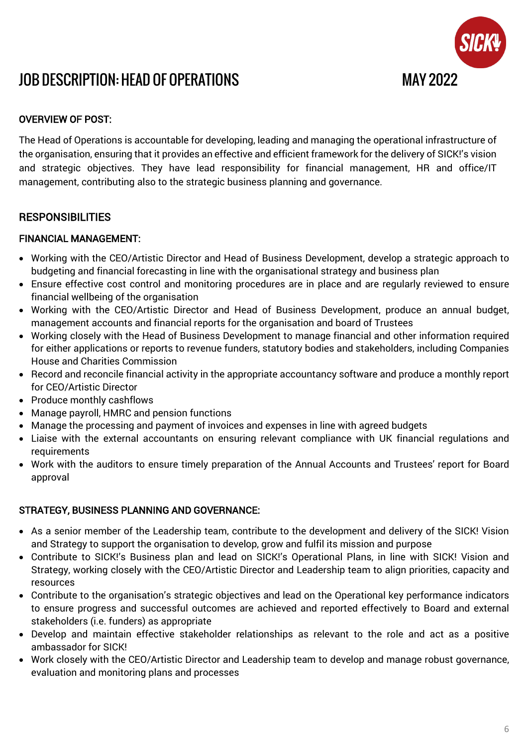# JOB DESCRIPTION: HEAD OF OPERATIONS

MAY 2022

## OVERVIEW OF POST:

The Head of Operations is accountable for developing, leading and managing the operational infrastructure of the organisation, ensuring that it provides an effective and efficient framework for the delivery of SICK!'s vision and strategic objectives. They have lead responsibility for financial management, HR and office/IT management, contributing also to the strategic business planning and governance.

## RESPONSIBILITIES

### FINANCIAL MANAGEMENT:

- Working with the CEO/Artistic Director and Head of Business Development, develop a strategic approach to budgeting and financial forecasting in line with the organisational strategy and business plan
- Ensure effective cost control and monitoring procedures are in place and are regularly reviewed to ensure financial wellbeing of the organisation
- Working with the CEO/Artistic Director and Head of Business Development, produce an annual budget, management accounts and financial reports for the organisation and board of Trustees
- Working closely with the Head of Business Development to manage financial and other information required for either applications or reports to revenue funders, statutory bodies and stakeholders, including Companies House and Charities Commission
- Record and reconcile financial activity in the appropriate accountancy software and produce a monthly report for CEO/Artistic Director
- Produce monthly cashflows
- Manage payroll, HMRC and pension functions
- Manage the processing and payment of invoices and expenses in line with agreed budgets
- Liaise with the external accountants on ensuring relevant compliance with UK financial regulations and requirements
- Work with the auditors to ensure timely preparation of the Annual Accounts and Trustees' report for Board approval

### STRATEGY, BUSINESS PLANNING AND GOVERNANCE:

- As a senior member of the Leadership team, contribute to the development and delivery of the SICK! Vision and Strategy to support the organisation to develop, grow and fulfil its mission and purpose
- Contribute to SICK!'s Business plan and lead on SICK!'s Operational Plans, in line with SICK! Vision and Strategy, working closely with the CEO/Artistic Director and Leadership team to align priorities, capacity and resources
- Contribute to the organisation's strategic objectives and lead on the Operational key performance indicators to ensure progress and successful outcomes are achieved and reported effectively to Board and external stakeholders (i.e. funders) as appropriate
- Develop and maintain effective stakeholder relationships as relevant to the role and act as a positive ambassador for SICK!
- Work closely with the CEO/Artistic Director and Leadership team to develop and manage robust governance, evaluation and monitoring plans and processes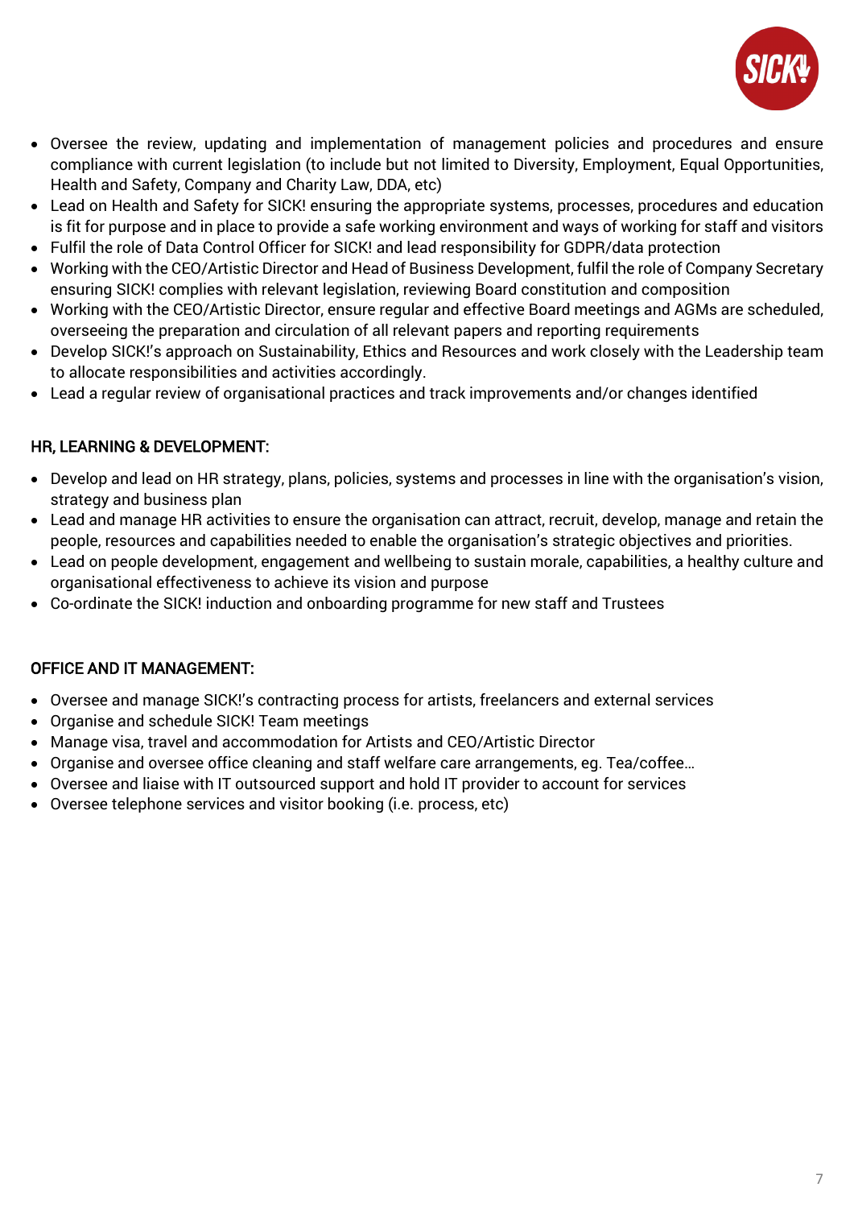- Oversee the review, updating and implementation of management policies and procedures and ensure compliance with current legislation (to include but not limited to Diversity, Employment, Equal Opportunities, Health and Safety, Company and Charity Law, DDA, etc)
- Lead on Health and Safety for SICK! ensuring the appropriate systems, processes, procedures and education is fit for purpose and in place to provide a safe working environment and ways of working for staff and visitors
- Fulfil the role of Data Control Officer for SICK! and lead responsibility for GDPR/data protection
- Working with the CEO/Artistic Director and Head of Business Development, fulfil the role of Company Secretary ensuring SICK! complies with relevant legislation, reviewing Board constitution and composition
- Working with the CEO/Artistic Director, ensure regular and effective Board meetings and AGMs are scheduled, overseeing the preparation and circulation of all relevant papers and reporting requirements
- Develop SICK!'s approach on Sustainability, Ethics and Resources and work closely with the Leadership team to allocate responsibilities and activities accordingly.
- Lead a regular review of organisational practices and track improvements and/or changes identified

## HR, LEARNING & DEVELOPMENT:

- Develop and lead on HR strategy, plans, policies, systems and processes in line with the organisation's vision, strategy and business plan
- Lead and manage HR activities to ensure the organisation can attract, recruit, develop, manage and retain the people, resources and capabilities needed to enable the organisation's strategic objectives and priorities.
- Lead on people development, engagement and wellbeing to sustain morale, capabilities, a healthy culture and organisational effectiveness to achieve its vision and purpose
- Co-ordinate the SICK! induction and onboarding programme for new staff and Trustees

## OFFICE AND IT MANAGEMENT:

- Oversee and manage SICK!'s contracting process for artists, freelancers and external services
- Organise and schedule SICK! Team meetings
- Manage visa, travel and accommodation for Artists and CEO/Artistic Director
- Organise and oversee office cleaning and staff welfare care arrangements, eg. Tea/coffee…
- Oversee and liaise with IT outsourced support and hold IT provider to account for services
- Oversee telephone services and visitor booking (i.e. process, etc)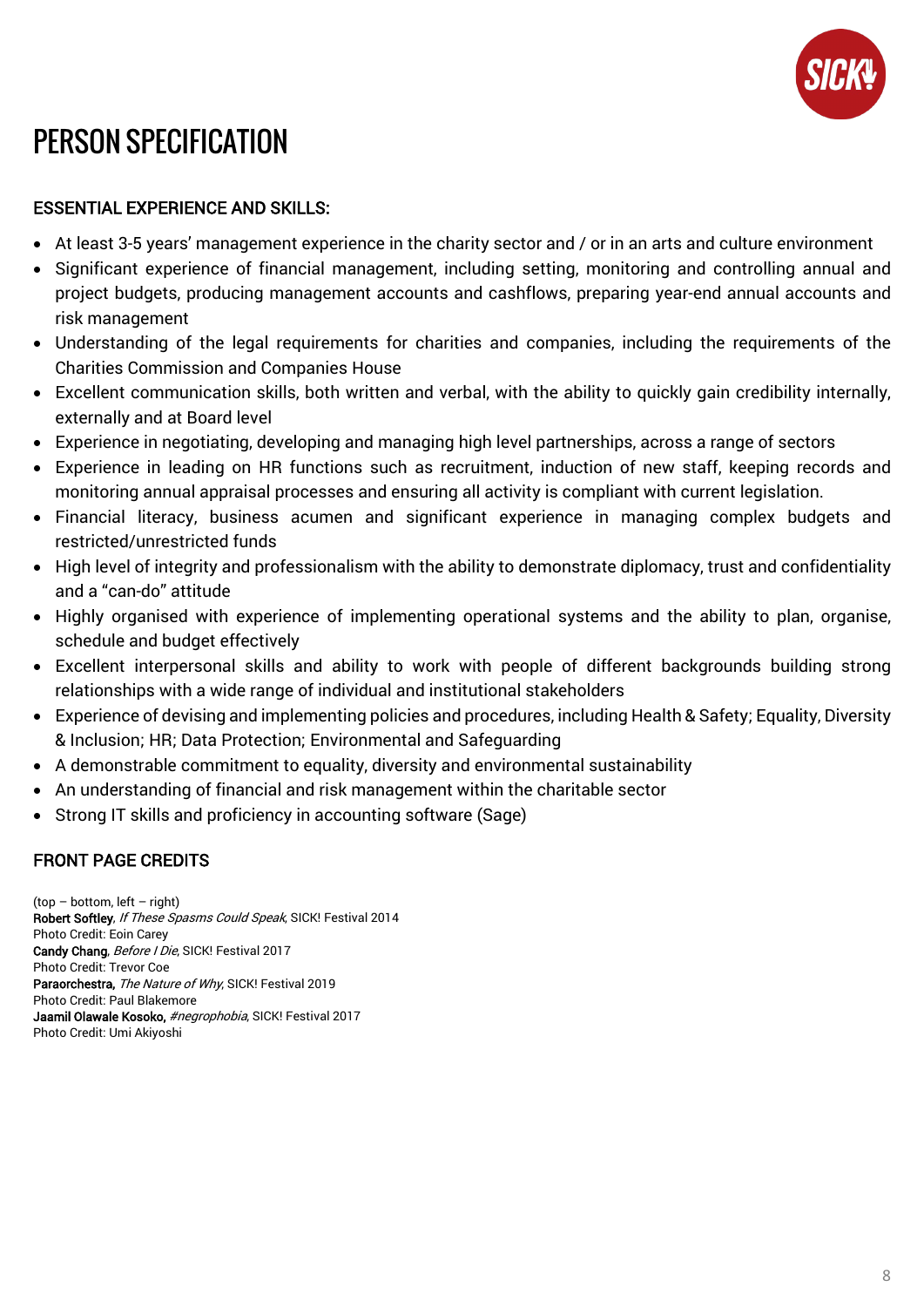# PERSON SPECIFICATION

## ESSENTIAL EXPERIENCE AND SKILLS:

- At least 3-5 years' management experience in the charity sector and / or in an arts and culture environment
- Significant experience of financial management, including setting, monitoring and controlling annual and project budgets, producing management accounts and cashflows, preparing year-end annual accounts and risk management
- Understanding of the legal requirements for charities and companies, including the requirements of the Charities Commission and Companies House
- Excellent communication skills, both written and verbal, with the ability to quickly gain credibility internally, externally and at Board level
- Experience in negotiating, developing and managing high level partnerships, across a range of sectors
- Experience in leading on HR functions such as recruitment, induction of new staff, keeping records and monitoring annual appraisal processes and ensuring all activity is compliant with current legislation.
- Financial literacy, business acumen and significant experience in managing complex budgets and restricted/unrestricted funds
- High level of integrity and professionalism with the ability to demonstrate diplomacy, trust and confidentiality and a "can-do" attitude
- Highly organised with experience of implementing operational systems and the ability to plan, organise, schedule and budget effectively
- Excellent interpersonal skills and ability to work with people of different backgrounds building strong relationships with a wide range of individual and institutional stakeholders
- Experience of devising and implementing policies and procedures, including Health & Safety; Equality, Diversity & Inclusion; HR; Data Protection; Environmental and Safeguarding
- A demonstrable commitment to equality, diversity and environmental sustainability
- An understanding of financial and risk management within the charitable sector
- Strong IT skills and proficiency in accounting software (Sage)

## FRONT PAGE CREDITS

(top – bottom, left – right)
**Robert Softley**, *If These Spasms Could Speak*, SICK! Festival 2014
Photo Credit: Eoin Carey
**Candy Chang**, *Before I Die*, SICK! Festival 2017
Photo Credit: Trevor Coe
**Paraorchestra**, *The Nature of Why*, SICK! Festival 2019
Photo Credit: Paul Blakemore
**Jaamil Olawale Kosoko**, *#negrophobia*, SICK! Festival 2017
Photo Credit: Umi Akiyoshi